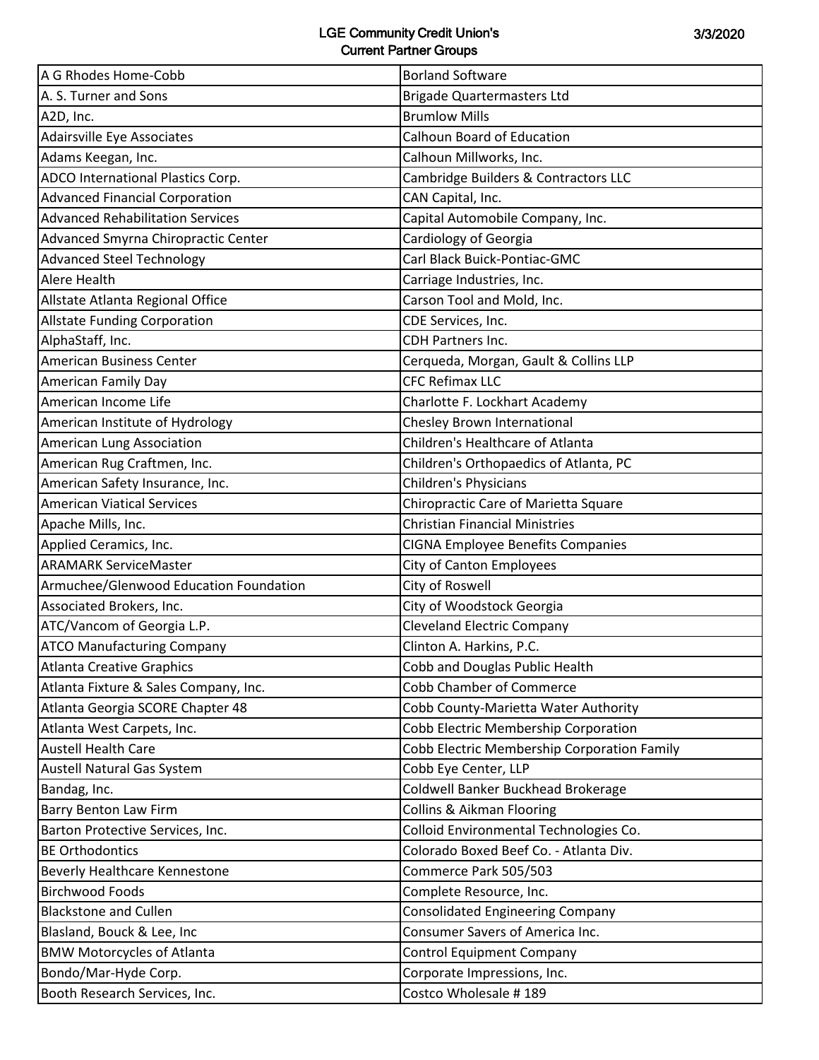# LGE Community Credit Union's Current Partner Groups

3/3/2020

| | |
|---|---|
| A G Rhodes Home-Cobb | Borland Software |
| A. S. Turner and Sons | Brigade Quartermasters Ltd |
| A2D, Inc. | Brumlow Mills |
| Adairsville Eye Associates | Calhoun Board of Education |
| Adams Keegan, Inc. | Calhoun Millworks, Inc. |
| ADCO International Plastics Corp. | Cambridge Builders & Contractors LLC |
| Advanced Financial Corporation | CAN Capital, Inc. |
| Advanced Rehabilitation Services | Capital Automobile Company, Inc. |
| Advanced Smyrna Chiropractic Center | Cardiology of Georgia |
| Advanced Steel Technology | Carl Black Buick-Pontiac-GMC |
| Alere Health | Carriage Industries, Inc. |
| Allstate Atlanta Regional Office | Carson Tool and Mold, Inc. |
| Allstate Funding Corporation | CDE Services, Inc. |
| AlphaStaff, Inc. | CDH Partners Inc. |
| American Business Center | Cerqueda, Morgan, Gault & Collins LLP |
| American Family Day | CFC Refimax LLC |
| American Income Life | Charlotte F. Lockhart Academy |
| American Institute of Hydrology | Chesley Brown International |
| American Lung Association | Children's Healthcare of Atlanta |
| American Rug Craftmen, Inc. | Children's Orthopaedics of Atlanta, PC |
| American Safety Insurance, Inc. | Children's Physicians |
| American Viatical Services | Chiropractic Care of Marietta Square |
| Apache Mills, Inc. | Christian Financial Ministries |
| Applied Ceramics, Inc. | CIGNA Employee Benefits Companies |
| ARAMARK ServiceMaster | City of Canton Employees |
| Armuchee/Glenwood Education Foundation | City of Roswell |
| Associated Brokers, Inc. | City of Woodstock Georgia |
| ATC/Vancom of Georgia L.P. | Cleveland Electric Company |
| ATCO Manufacturing Company | Clinton A. Harkins, P.C. |
| Atlanta Creative Graphics | Cobb and Douglas Public Health |
| Atlanta Fixture & Sales Company, Inc. | Cobb Chamber of Commerce |
| Atlanta Georgia SCORE Chapter 48 | Cobb County-Marietta Water Authority |
| Atlanta West Carpets, Inc. | Cobb Electric Membership Corporation |
| Austell Health Care | Cobb Electric Membership Corporation Family |
| Austell Natural Gas System | Cobb Eye Center, LLP |
| Bandag, Inc. | Coldwell Banker Buckhead Brokerage |
| Barry Benton Law Firm | Collins & Aikman Flooring |
| Barton Protective Services, Inc. | Colloid Environmental Technologies Co. |
| BE Orthodontics | Colorado Boxed Beef Co. - Atlanta Div. |
| Beverly Healthcare Kennestone | Commerce Park 505/503 |
| Birchwood Foods | Complete Resource, Inc. |
| Blackstone and Cullen | Consolidated Engineering Company |
| Blasland, Bouck & Lee, Inc | Consumer Savers of America Inc. |
| BMW Motorcycles of Atlanta | Control Equipment Company |
| Bondo/Mar-Hyde Corp. | Corporate Impressions, Inc. |
| Booth Research Services, Inc. | Costco Wholesale # 189 |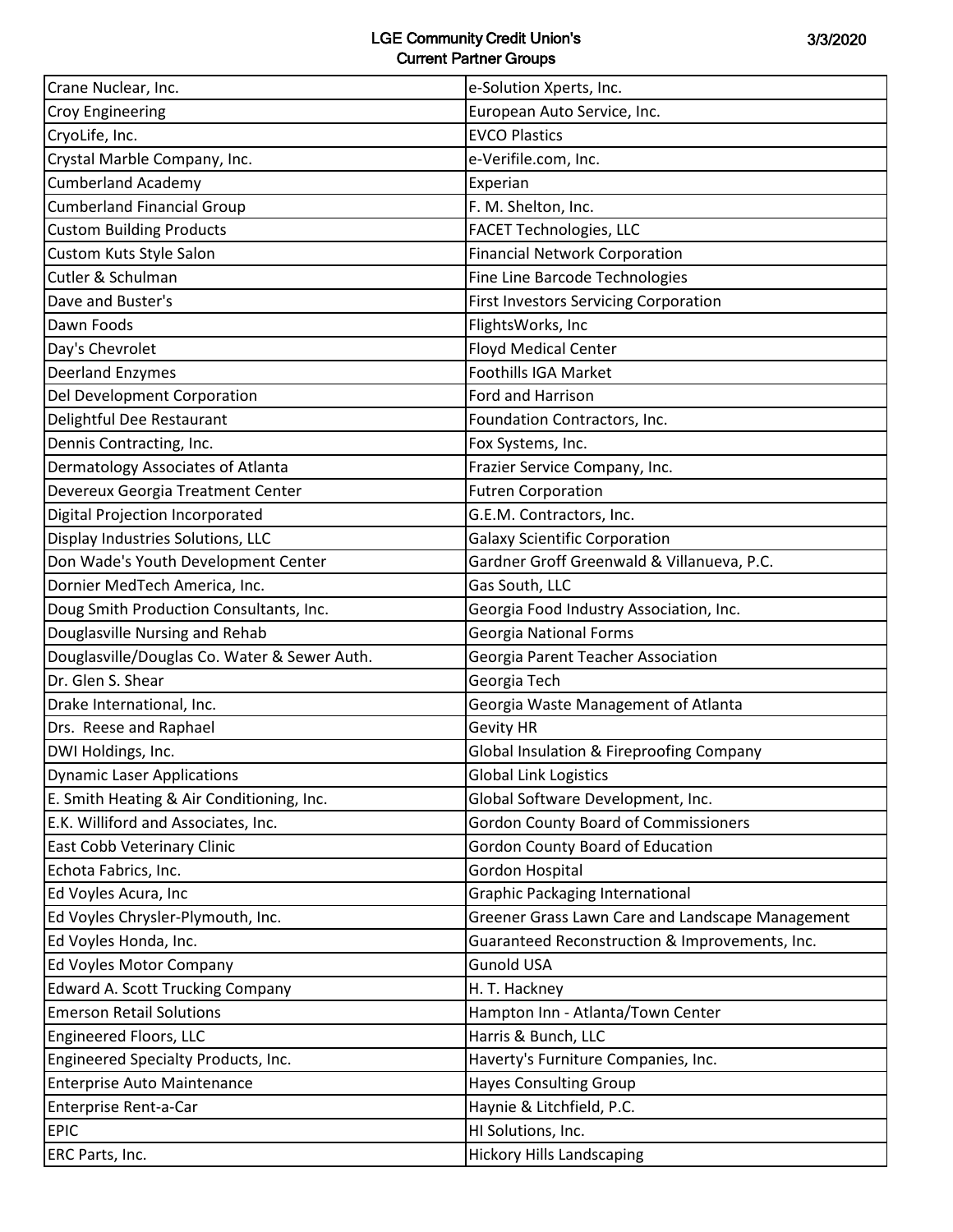# LGE Community Credit Union's Current Partner Groups

3/3/2020

| | |
|---|---|
| Crane Nuclear, Inc. | e-Solution Xperts, Inc. |
| Croy Engineering | European Auto Service, Inc. |
| CryoLife, Inc. | EVCO Plastics |
| Crystal Marble Company, Inc. | e-Verifile.com, Inc. |
| Cumberland Academy | Experian |
| Cumberland Financial Group | F. M. Shelton, Inc. |
| Custom Building Products | FACET Technologies, LLC |
| Custom Kuts Style Salon | Financial Network Corporation |
| Cutler & Schulman | Fine Line Barcode Technologies |
| Dave and Buster's | First Investors Servicing Corporation |
| Dawn Foods | FlightsWorks, Inc |
| Day's Chevrolet | Floyd Medical Center |
| Deerland Enzymes | Foothills IGA Market |
| Del Development Corporation | Ford and Harrison |
| Delightful Dee Restaurant | Foundation Contractors, Inc. |
| Dennis Contracting, Inc. | Fox Systems, Inc. |
| Dermatology Associates of Atlanta | Frazier Service Company, Inc. |
| Devereux Georgia Treatment Center | Futren Corporation |
| Digital Projection Incorporated | G.E.M. Contractors, Inc. |
| Display Industries Solutions, LLC | Galaxy Scientific Corporation |
| Don Wade's Youth Development Center | Gardner Groff Greenwald & Villanueva, P.C. |
| Dornier MedTech America, Inc. | Gas South, LLC |
| Doug Smith Production Consultants, Inc. | Georgia Food Industry Association, Inc. |
| Douglasville Nursing and Rehab | Georgia National Forms |
| Douglasville/Douglas Co. Water & Sewer Auth. | Georgia Parent Teacher Association |
| Dr. Glen S. Shear | Georgia Tech |
| Drake International, Inc. | Georgia Waste Management of Atlanta |
| Drs. Reese and Raphael | Gevity HR |
| DWI Holdings, Inc. | Global Insulation & Fireproofing Company |
| Dynamic Laser Applications | Global Link Logistics |
| E. Smith Heating & Air Conditioning, Inc. | Global Software Development, Inc. |
| E.K. Williford and Associates, Inc. | Gordon County Board of Commissioners |
| East Cobb Veterinary Clinic | Gordon County Board of Education |
| Echota Fabrics, Inc. | Gordon Hospital |
| Ed Voyles Acura, Inc | Graphic Packaging International |
| Ed Voyles Chrysler-Plymouth, Inc. | Greener Grass Lawn Care and Landscape Management |
| Ed Voyles Honda, Inc. | Guaranteed Reconstruction & Improvements, Inc. |
| Ed Voyles Motor Company | Gunold USA |
| Edward A. Scott Trucking Company | H. T. Hackney |
| Emerson Retail Solutions | Hampton Inn - Atlanta/Town Center |
| Engineered Floors, LLC | Harris & Bunch, LLC |
| Engineered Specialty Products, Inc. | Haverty's Furniture Companies, Inc. |
| Enterprise Auto Maintenance | Hayes Consulting Group |
| Enterprise Rent-a-Car | Haynie & Litchfield, P.C. |
| EPIC | HI Solutions, Inc. |
| ERC Parts, Inc. | Hickory Hills Landscaping |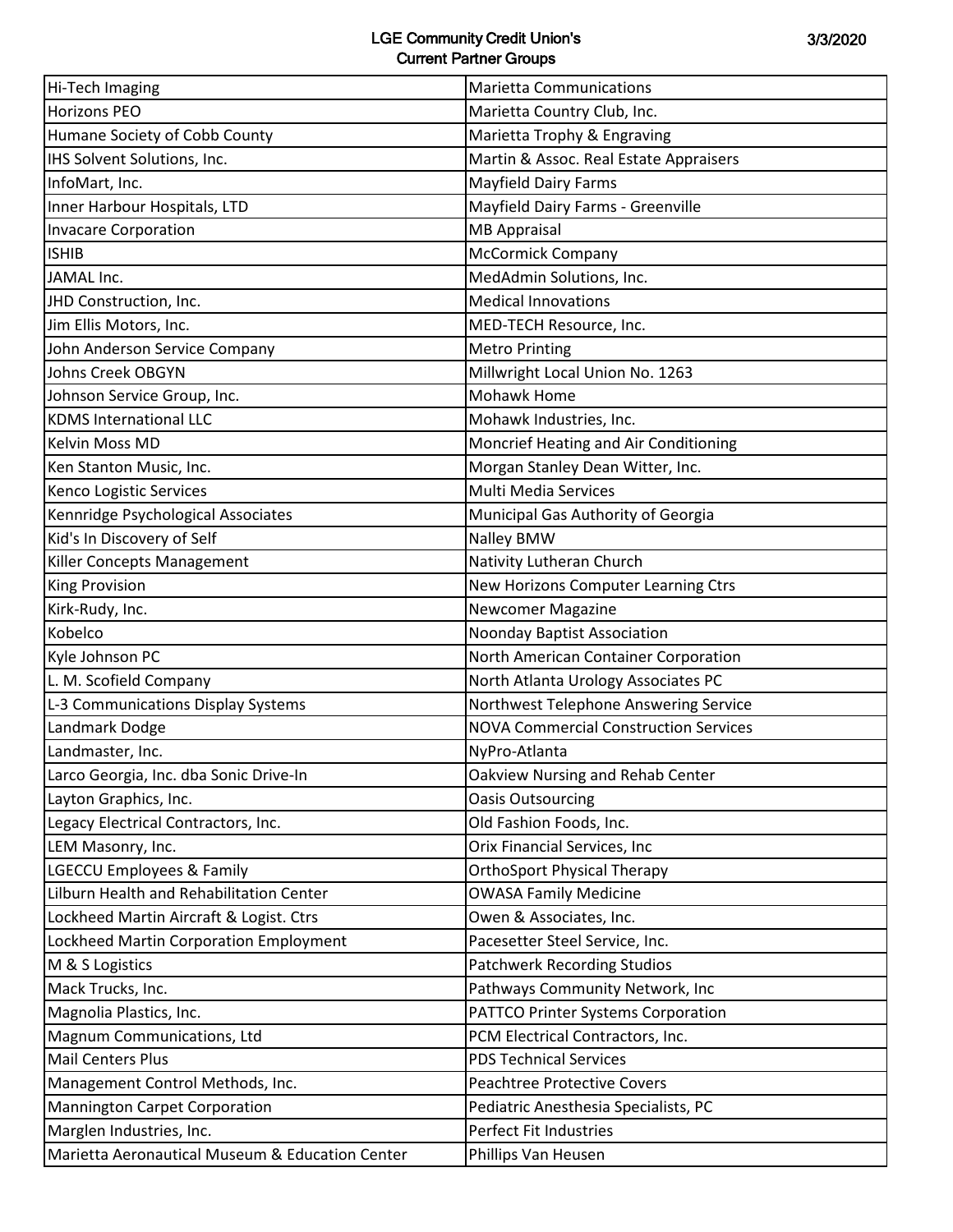LGE Community Credit Union's
Current Partner Groups

3/3/2020

| | |
|---|---|
| Hi-Tech Imaging | Marietta Communications |
| Horizons PEO | Marietta Country Club, Inc. |
| Humane Society of Cobb County | Marietta Trophy & Engraving |
| IHS Solvent Solutions, Inc. | Martin & Assoc. Real Estate Appraisers |
| InfoMart, Inc. | Mayfield Dairy Farms |
| Inner Harbour Hospitals, LTD | Mayfield Dairy Farms - Greenville |
| Invacare Corporation | MB Appraisal |
| ISHIB | McCormick Company |
| JAMAL Inc. | MedAdmin Solutions, Inc. |
| JHD Construction, Inc. | Medical Innovations |
| Jim Ellis Motors, Inc. | MED-TECH Resource, Inc. |
| John Anderson Service Company | Metro Printing |
| Johns Creek OBGYN | Millwright Local Union No. 1263 |
| Johnson Service Group, Inc. | Mohawk Home |
| KDMS International LLC | Mohawk Industries, Inc. |
| Kelvin Moss MD | Moncrief Heating and Air Conditioning |
| Ken Stanton Music, Inc. | Morgan Stanley Dean Witter, Inc. |
| Kenco Logistic Services | Multi Media Services |
| Kennridge Psychological Associates | Municipal Gas Authority of Georgia |
| Kid's In Discovery of Self | Nalley BMW |
| Killer Concepts Management | Nativity Lutheran Church |
| King Provision | New Horizons Computer Learning Ctrs |
| Kirk-Rudy, Inc. | Newcomer Magazine |
| Kobelco | Noonday Baptist Association |
| Kyle Johnson PC | North American Container Corporation |
| L. M. Scofield Company | North Atlanta Urology Associates PC |
| L-3 Communications Display Systems | Northwest Telephone Answering Service |
| Landmark Dodge | NOVA Commercial Construction Services |
| Landmaster, Inc. | NyPro-Atlanta |
| Larco Georgia, Inc. dba Sonic Drive-In | Oakview Nursing and Rehab Center |
| Layton Graphics, Inc. | Oasis Outsourcing |
| Legacy Electrical Contractors, Inc. | Old Fashion Foods, Inc. |
| LEM Masonry, Inc. | Orix Financial Services, Inc |
| LGECCU Employees & Family | OrthoSport Physical Therapy |
| Lilburn Health and Rehabilitation Center | OWASA Family Medicine |
| Lockheed Martin Aircraft & Logist. Ctrs | Owen & Associates, Inc. |
| Lockheed Martin Corporation Employment | Pacesetter Steel Service, Inc. |
| M & S Logistics | Patchwerk Recording Studios |
| Mack Trucks, Inc. | Pathways Community Network, Inc |
| Magnolia Plastics, Inc. | PATTCO Printer Systems Corporation |
| Magnum Communications, Ltd | PCM Electrical Contractors, Inc. |
| Mail Centers Plus | PDS Technical Services |
| Management Control Methods, Inc. | Peachtree Protective Covers |
| Mannington Carpet Corporation | Pediatric Anesthesia Specialists, PC |
| Marglen Industries, Inc. | Perfect Fit Industries |
| Marietta Aeronautical Museum & Education Center | Phillips Van Heusen |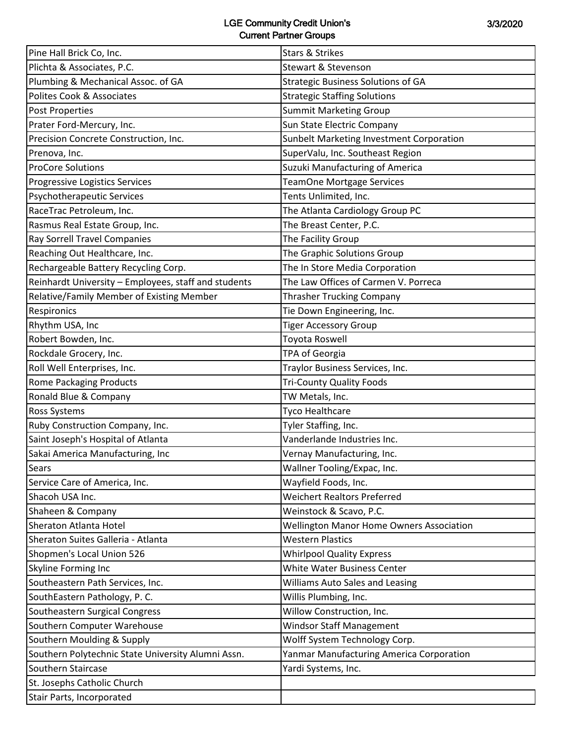LGE Community Credit Union's
Current Partner Groups

3/3/2020

| | |
|---|---|
| Pine Hall Brick Co, Inc. | Stars & Strikes |
| Plichta & Associates, P.C. | Stewart & Stevenson |
| Plumbing & Mechanical Assoc. of GA | Strategic Business Solutions of GA |
| Polites Cook & Associates | Strategic Staffing Solutions |
| Post Properties | Summit Marketing Group |
| Prater Ford-Mercury, Inc. | Sun State Electric Company |
| Precision Concrete Construction, Inc. | Sunbelt Marketing Investment Corporation |
| Prenova, Inc. | SuperValu, Inc. Southeast Region |
| ProCore Solutions | Suzuki Manufacturing of America |
| Progressive Logistics Services | TeamOne Mortgage Services |
| Psychotherapeutic Services | Tents Unlimited, Inc. |
| RaceTrac Petroleum, Inc. | The Atlanta Cardiology Group PC |
| Rasmus Real Estate Group, Inc. | The Breast Center, P.C. |
| Ray Sorrell Travel Companies | The Facility Group |
| Reaching Out Healthcare, Inc. | The Graphic Solutions Group |
| Rechargeable Battery Recycling Corp. | The In Store Media Corporation |
| Reinhardt University – Employees, staff and students | The Law Offices of Carmen V. Porreca |
| Relative/Family Member of Existing Member | Thrasher Trucking Company |
| Respironics | Tie Down Engineering, Inc. |
| Rhythm USA, Inc | Tiger Accessory Group |
| Robert Bowden, Inc. | Toyota Roswell |
| Rockdale Grocery, Inc. | TPA of Georgia |
| Roll Well Enterprises, Inc. | Traylor Business Services, Inc. |
| Rome Packaging Products | Tri-County Quality Foods |
| Ronald Blue & Company | TW Metals, Inc. |
| Ross Systems | Tyco Healthcare |
| Ruby Construction Company, Inc. | Tyler Staffing, Inc. |
| Saint Joseph's Hospital of Atlanta | Vanderlande Industries Inc. |
| Sakai America Manufacturing, Inc | Vernay Manufacturing, Inc. |
| Sears | Wallner Tooling/Expac, Inc. |
| Service Care of America, Inc. | Wayfield Foods, Inc. |
| Shacoh USA Inc. | Weichert Realtors Preferred |
| Shaheen & Company | Weinstock & Scavo, P.C. |
| Sheraton Atlanta Hotel | Wellington Manor Home Owners Association |
| Sheraton Suites Galleria - Atlanta | Western Plastics |
| Shopmen's Local Union 526 | Whirlpool Quality Express |
| Skyline Forming Inc | White Water Business Center |
| Southeastern Path Services, Inc. | Williams Auto Sales and Leasing |
| SouthEastern Pathology, P. C. | Willis Plumbing, Inc. |
| Southeastern Surgical Congress | Willow Construction, Inc. |
| Southern Computer Warehouse | Windsor Staff Management |
| Southern Moulding & Supply | Wolff System Technology Corp. |
| Southern Polytechnic State University Alumni Assn. | Yanmar Manufacturing America Corporation |
| Southern Staircase | Yardi Systems, Inc. |
| St. Josephs Catholic Church | |
| Stair Parts, Incorporated | |